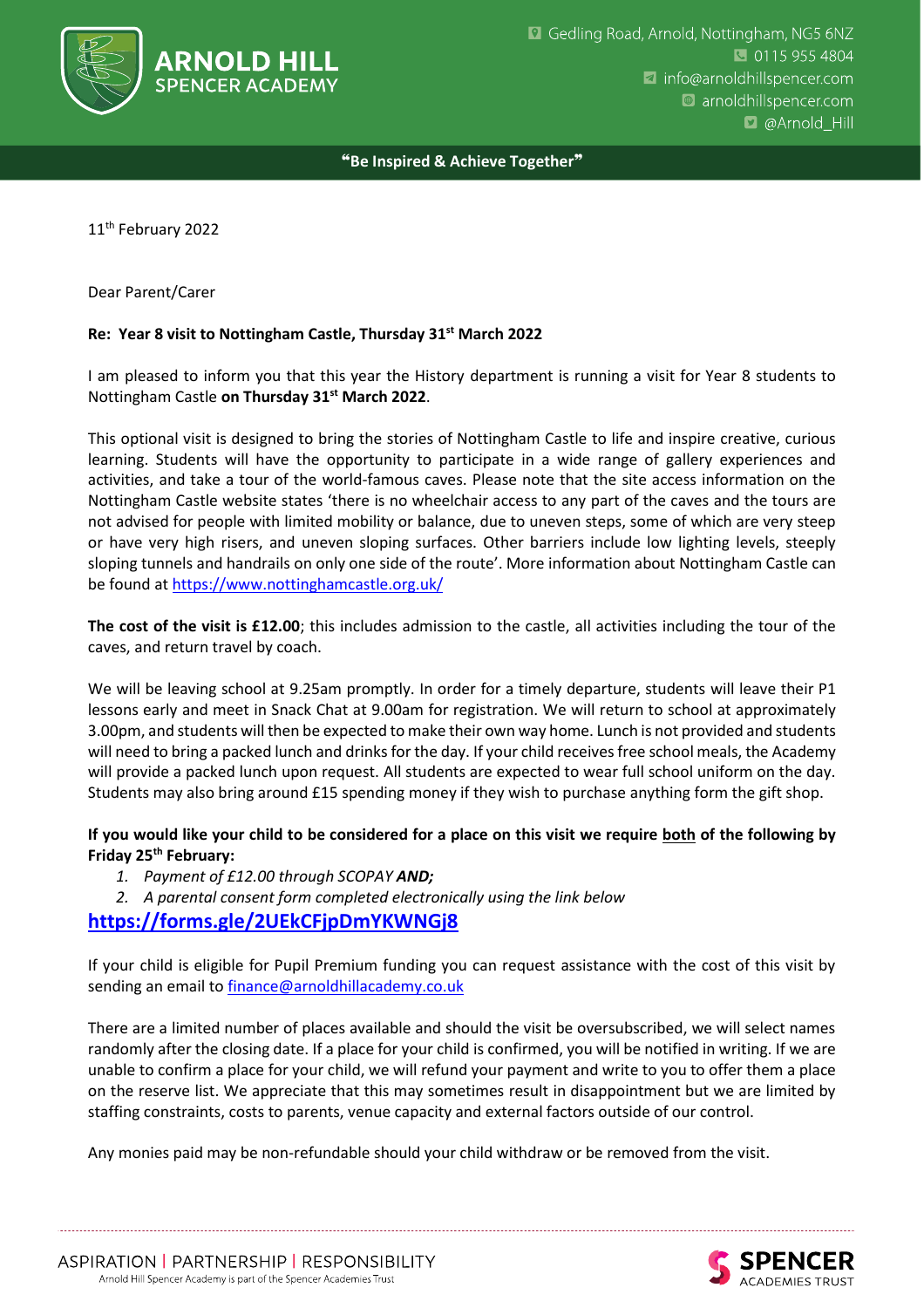**ARNOLD HILL SPENCER ACADEMY**

Gedling Road, Arnold, Nottingham, NG5 6NZ
0115 955 4804
info@arnoldhillspencer.com
arnoldhillspencer.com
@Arnold_Hill

**"Be Inspired & Achieve Together"**

11th February 2022

Dear Parent/Carer

**Re: Year 8 visit to Nottingham Castle, Thursday 31st March 2022**

I am pleased to inform you that this year the History department is running a visit for Year 8 students to Nottingham Castle **on Thursday 31st March 2022**.

This optional visit is designed to bring the stories of Nottingham Castle to life and inspire creative, curious learning. Students will have the opportunity to participate in a wide range of gallery experiences and activities, and take a tour of the world-famous caves. Please note that the site access information on the Nottingham Castle website states 'there is no wheelchair access to any part of the caves and the tours are not advised for people with limited mobility or balance, due to uneven steps, some of which are very steep or have very high risers, and uneven sloping surfaces. Other barriers include low lighting levels, steeply sloping tunnels and handrails on only one side of the route'. More information about Nottingham Castle can be found at https://www.nottinghamcastle.org.uk/

**The cost of the visit is £12.00**; this includes admission to the castle, all activities including the tour of the caves, and return travel by coach.

We will be leaving school at 9.25am promptly. In order for a timely departure, students will leave their P1 lessons early and meet in Snack Chat at 9.00am for registration. We will return to school at approximately 3.00pm, and students will then be expected to make their own way home. Lunch is not provided and students will need to bring a packed lunch and drinks for the day. If your child receives free school meals, the Academy will provide a packed lunch upon request. All students are expected to wear full school uniform on the day. Students may also bring around £15 spending money if they wish to purchase anything form the gift shop.

**If you would like your child to be considered for a place on this visit we require both of the following by Friday 25th February:**

1. *Payment of £12.00 through SCOPAY* ***AND;***
2. *A parental consent form completed electronically using the link below*

**https://forms.gle/2UEkCFjpDmYKWNGj8**

If your child is eligible for Pupil Premium funding you can request assistance with the cost of this visit by sending an email to finance@arnoldhillacademy.co.uk

There are a limited number of places available and should the visit be oversubscribed, we will select names randomly after the closing date. If a place for your child is confirmed, you will be notified in writing. If we are unable to confirm a place for your child, we will refund your payment and write to you to offer them a place on the reserve list. We appreciate that this may sometimes result in disappointment but we are limited by staffing constraints, costs to parents, venue capacity and external factors outside of our control.

Any monies paid may be non-refundable should your child withdraw or be removed from the visit.

ASPIRATION | PARTNERSHIP | RESPONSIBILITY
Arnold Hill Spencer Academy is part of the Spencer Academies Trust

SPENCER ACADEMIES TRUST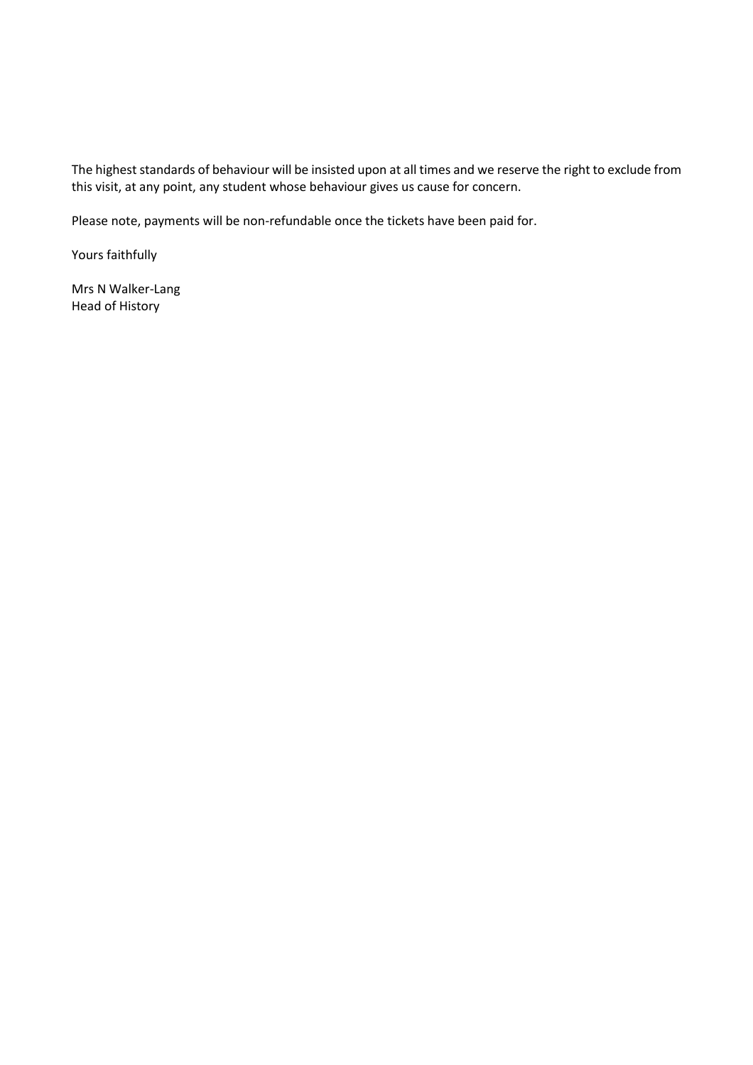The highest standards of behaviour will be insisted upon at all times and we reserve the right to exclude from this visit, at any point, any student whose behaviour gives us cause for concern.

Please note, payments will be non-refundable once the tickets have been paid for.

Yours faithfully

Mrs N Walker-Lang
Head of History